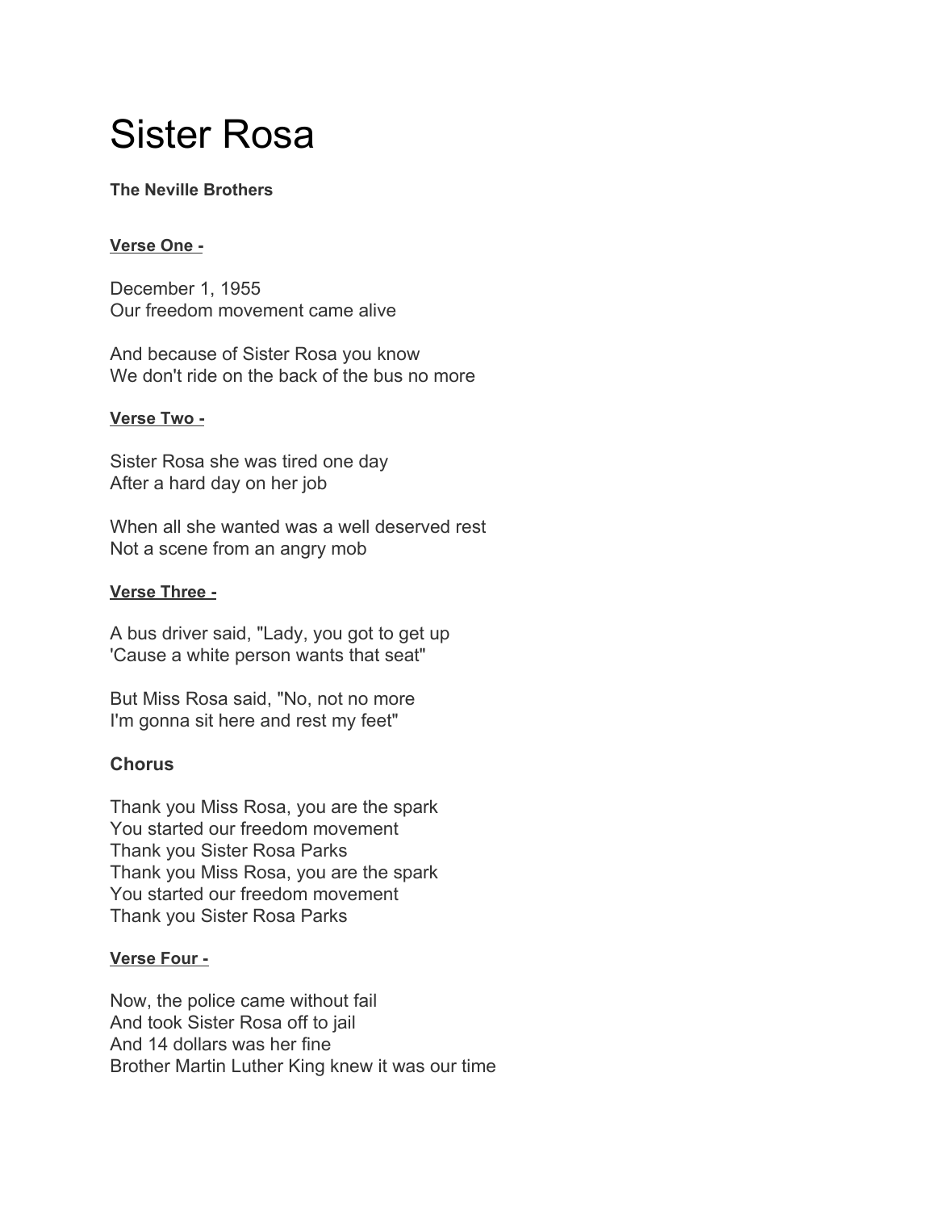# Sister Rosa

**The Neville Brothers**

**Verse One -**

December 1, 1955
Our freedom movement came alive

And because of Sister Rosa you know
We don't ride on the back of the bus no more

**Verse Two -**

Sister Rosa she was tired one day
After a hard day on her job

When all she wanted was a well deserved rest
Not a scene from an angry mob

**Verse Three -**

A bus driver said, "Lady, you got to get up
'Cause a white person wants that seat"

But Miss Rosa said, "No, not no more
I'm gonna sit here and rest my feet"

**Chorus**

Thank you Miss Rosa, you are the spark
You started our freedom movement
Thank you Sister Rosa Parks
Thank you Miss Rosa, you are the spark
You started our freedom movement
Thank you Sister Rosa Parks

**Verse Four -**

Now, the police came without fail
And took Sister Rosa off to jail
And 14 dollars was her fine
Brother Martin Luther King knew it was our time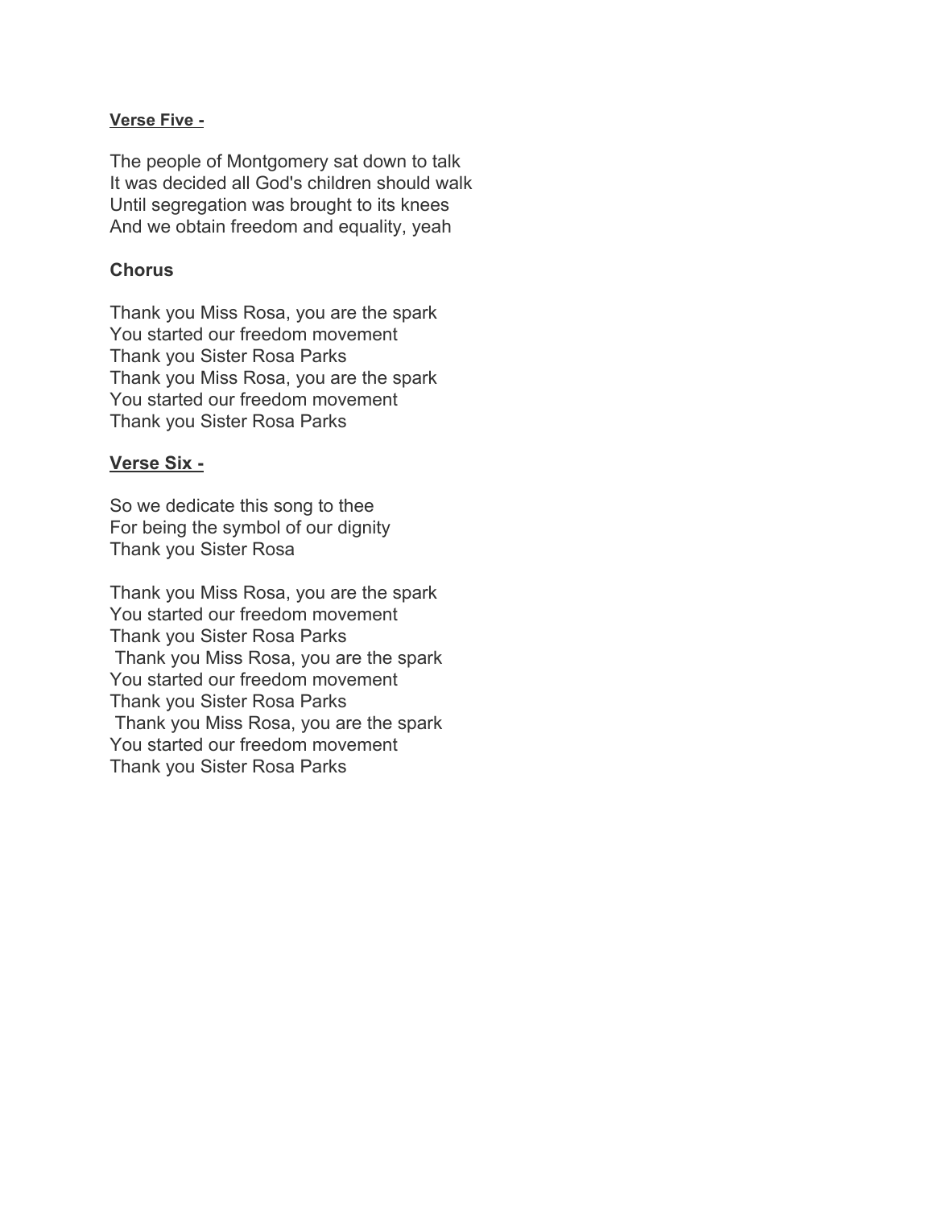**Verse Five -**

The people of Montgomery sat down to talk
It was decided all God's children should walk
Until segregation was brought to its knees
And we obtain freedom and equality, yeah

**Chorus**

Thank you Miss Rosa, you are the spark
You started our freedom movement
Thank you Sister Rosa Parks
Thank you Miss Rosa, you are the spark
You started our freedom movement
Thank you Sister Rosa Parks

**Verse Six -**

So we dedicate this song to thee
For being the symbol of our dignity
Thank you Sister Rosa

Thank you Miss Rosa, you are the spark
You started our freedom movement
Thank you Sister Rosa Parks
Thank you Miss Rosa, you are the spark
You started our freedom movement
Thank you Sister Rosa Parks
Thank you Miss Rosa, you are the spark
You started our freedom movement
Thank you Sister Rosa Parks